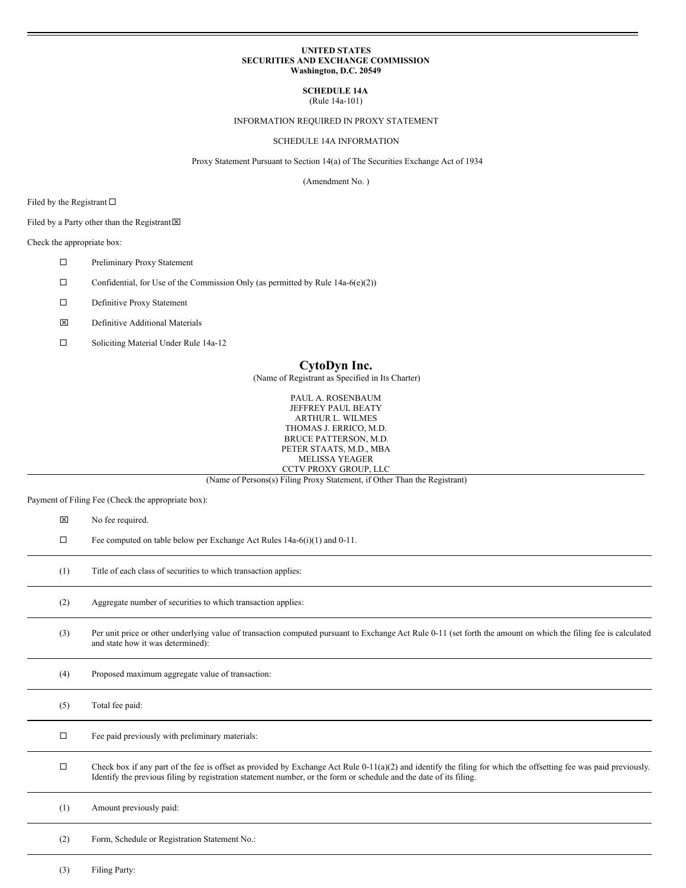**UNITED STATES**
**SECURITIES AND EXCHANGE COMMISSION**
**Washington, D.C. 20549**

**SCHEDULE 14A**
(Rule 14a-101)

INFORMATION REQUIRED IN PROXY STATEMENT

SCHEDULE 14A INFORMATION

Proxy Statement Pursuant to Section 14(a) of The Securities Exchange Act of 1934

(Amendment No. )

Filed by the Registrant ☐

Filed by a Party other than the Registrant ☒

Check the appropriate box:

☐ Preliminary Proxy Statement

☐ Confidential, for Use of the Commission Only (as permitted by Rule 14a-6(e)(2))

☐ Definitive Proxy Statement

☒ Definitive Additional Materials

☐ Soliciting Material Under Rule 14a-12

# CytoDyn Inc.

(Name of Registrant as Specified in Its Charter)

PAUL A. ROSENBAUM
JEFFREY PAUL BEATY
ARTHUR L. WILMES
THOMAS J. ERRICO, M.D.
BRUCE PATTERSON, M.D.
PETER STAATS, M.D., MBA
MELISSA YEAGER
CCTV PROXY GROUP, LLC

(Name of Persons(s) Filing Proxy Statement, if Other Than the Registrant)

Payment of Filing Fee (Check the appropriate box):

☒ No fee required.

☐ Fee computed on table below per Exchange Act Rules 14a-6(i)(1) and 0-11.

(1) Title of each class of securities to which transaction applies:

(2) Aggregate number of securities to which transaction applies:

(3) Per unit price or other underlying value of transaction computed pursuant to Exchange Act Rule 0-11 (set forth the amount on which the filing fee is calculated and state how it was determined):

(4) Proposed maximum aggregate value of transaction:

(5) Total fee paid:

☐ Fee paid previously with preliminary materials:

☐ Check box if any part of the fee is offset as provided by Exchange Act Rule 0-11(a)(2) and identify the filing for which the offsetting fee was paid previously. Identify the previous filing by registration statement number, or the form or schedule and the date of its filing.

(1) Amount previously paid:

(2) Form, Schedule or Registration Statement No.:

(3) Filing Party: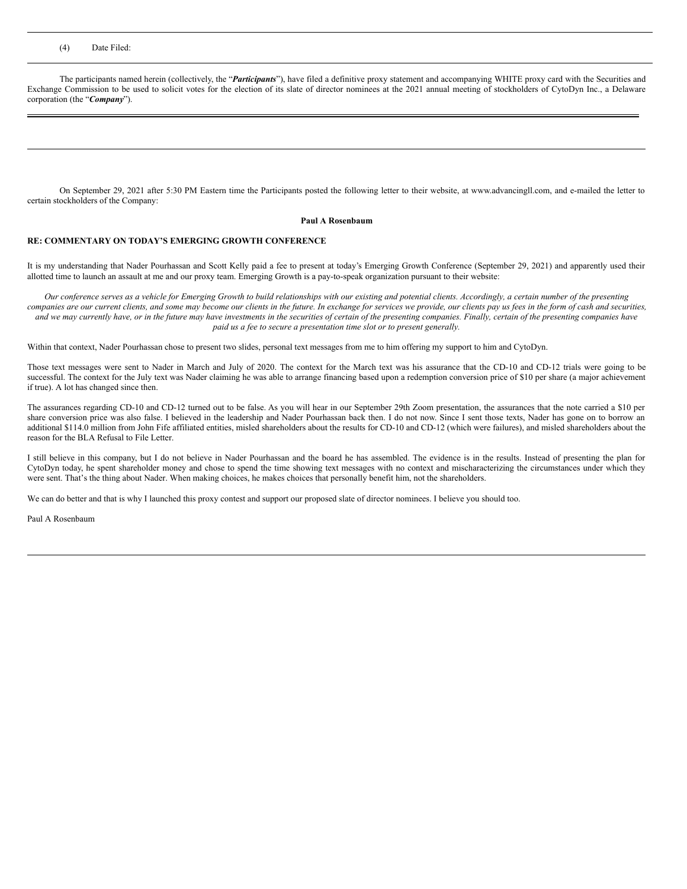(4) Date Filed:

The participants named herein (collectively, the "***Participants***"), have filed a definitive proxy statement and accompanying WHITE proxy card with the Securities and Exchange Commission to be used to solicit votes for the election of its slate of director nominees at the 2021 annual meeting of stockholders of CytoDyn Inc., a Delaware corporation (the "***Company***").

On September 29, 2021 after 5:30 PM Eastern time the Participants posted the following letter to their website, at www.advancingll.com, and e-mailed the letter to certain stockholders of the Company:

**Paul A Rosenbaum**

**RE: COMMENTARY ON TODAY'S EMERGING GROWTH CONFERENCE**

It is my understanding that Nader Pourhassan and Scott Kelly paid a fee to present at today's Emerging Growth Conference (September 29, 2021) and apparently used their allotted time to launch an assault at me and our proxy team. Emerging Growth is a pay-to-speak organization pursuant to their website:

*Our conference serves as a vehicle for Emerging Growth to build relationships with our existing and potential clients. Accordingly, a certain number of the presenting companies are our current clients, and some may become our clients in the future. In exchange for services we provide, our clients pay us fees in the form of cash and securities, and we may currently have, or in the future may have investments in the securities of certain of the presenting companies. Finally, certain of the presenting companies have paid us a fee to secure a presentation time slot or to present generally.*

Within that context, Nader Pourhassan chose to present two slides, personal text messages from me to him offering my support to him and CytoDyn.

Those text messages were sent to Nader in March and July of 2020. The context for the March text was his assurance that the CD-10 and CD-12 trials were going to be successful. The context for the July text was Nader claiming he was able to arrange financing based upon a redemption conversion price of $10 per share (a major achievement if true). A lot has changed since then.

The assurances regarding CD-10 and CD-12 turned out to be false. As you will hear in our September 29th Zoom presentation, the assurances that the note carried a $10 per share conversion price was also false. I believed in the leadership and Nader Pourhassan back then. I do not now. Since I sent those texts, Nader has gone on to borrow an additional $114.0 million from John Fife affiliated entities, misled shareholders about the results for CD-10 and CD-12 (which were failures), and misled shareholders about the reason for the BLA Refusal to File Letter.

I still believe in this company, but I do not believe in Nader Pourhassan and the board he has assembled. The evidence is in the results. Instead of presenting the plan for CytoDyn today, he spent shareholder money and chose to spend the time showing text messages with no context and mischaracterizing the circumstances under which they were sent. That's the thing about Nader. When making choices, he makes choices that personally benefit him, not the shareholders.

We can do better and that is why I launched this proxy contest and support our proposed slate of director nominees. I believe you should too.

Paul A Rosenbaum